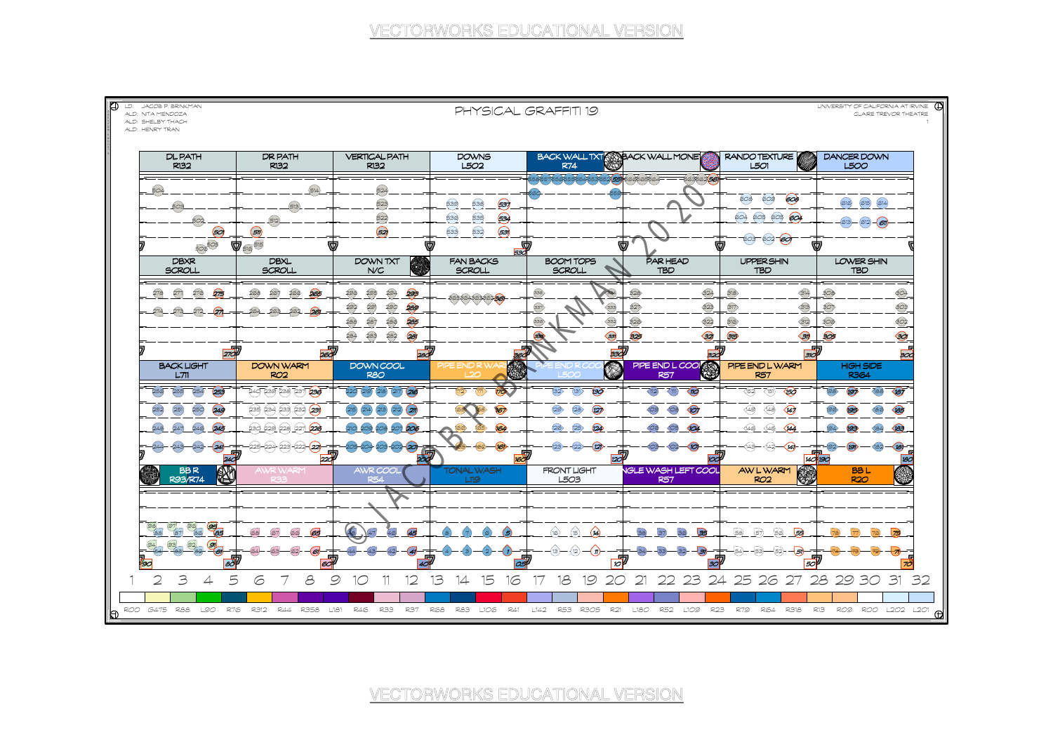LD: JACOB P. BRINKMAN
ALD: NITA MENDOZA
ALD: SHELBY THACH
ALD: HENRY TRAN

# PHYSICAL GRAFFITI 19

UNIVERSITY OF CALIFORNIA AT IRVINE
CLAIRE TREVOR THEATRE

| DL PATH R132 | DR PATH R132 | VERTICAL PATH R132 | DOWNS L502 | BACK WALL TXT R74 | BACK WALL MONE | RANDO TEXTURE L501 | DANCER DOWN L500 |
|---|---|---|---|---|---|---|---|
| DBXR SCROLL | DBXL SCROLL | DOWN TXT N/C | FAN BACKS SCROLL | BOOM TOPS SCROLL | PAR HEAD TBD | UPPER SHIN TBD | LOWER SHIN TBD |
| BACK LIGHT L711 | DOWN WARM R02 | DOWN COOL R80 | PIPE END R WARM L20 | PIPE END R COOL L500 | PIPE END L COOL R57 | PIPE END L WARM R57 | HIGH SIDE R364 |
| BB R R93/R74 | AWR WARM R33 | AWR COOL R54 | TONAL WASH L119 | FRONT LIGHT L503 | ANGLE WASH LEFT COOL R57 | AW L WARM R02 | BB L R20 |

| 1 | 2 | 3 | 4 | 5 | 6 | 7 | 8 | 9 | 10 | 11 | 12 | 13 | 14 | 15 | 16 | 17 | 18 | 19 | 20 | 21 | 22 | 23 | 24 | 25 | 26 | 27 | 28 | 29 | 30 | 31 | 32 |
|---|---|---|---|---|---|---|---|---|---|---|---|---|---|---|---|---|---|---|---|---|---|---|---|---|---|---|---|---|---|---|---|
| R00 | G475 | R88 | L90 | R76 | R312 | R44 | R358 | L181 | R46 | R33 | R37 | R68 | R83 | L106 | R41 | L142 | R53 | R305 | R21 | L180 | R52 | L109 | R23 | R79 | R64 | R318 | R13 | R09 | R00 | L202 | L201 |

© JACOB P. BRINKMAN 2020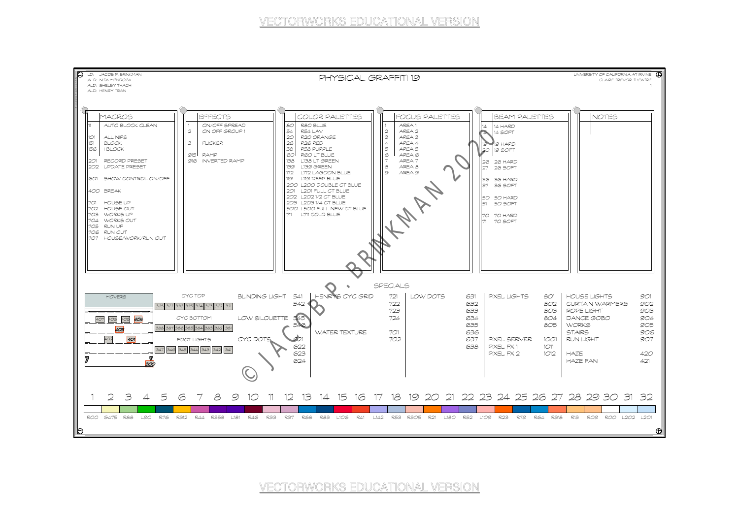LD: JACOB P. BRINKMAN
ALD: NIA MENDOZA
ALD: SHELBY THACH
ALD: HENRY TRAN

# PHYSICAL GRAFFITI 19

UNIVERSITY OF CALIFORNIA AT IRVINE
CLAIRE TREVOR THEATRE

## MACROS

| | |
|---|---|
| 11 | AUTO BLOCK CLEAN |
| 101 | ALL NIPS |
| 151 | BLOCK |
| 156 | I BLOCK |
| 201 | RECORD PRESET |
| 202 | UPDATE PRESET |
| 601 | SHOW CONTROL ON/OFF |
| 400 | BREAK |
| 701 | HOUSE UP |
| 702 | HOUSE OUT |
| 703 | WORKS UP |
| 704 | WORKS OUT |
| 705 | RUN UP |
| 706 | RUN OUT |
| 707 | HOUSE/WORK/RUN OUT |

## EFFECTS

| | |
|---|---|
| 1 | ON/OFF SPREAD |
| 2 | ON OFF GROUP 1 |
| 3 | FLICKER |
| 915 | RAMP |
| 916 | INVERTED RAMP |

## COLOR PALETTES

| | |
|---|---|
| 80 | R80 BLUE |
| 54 | R54 LAV |
| 20 | R20 ORANGE |
| 26 | R26 RED |
| 58 | R58 PURPLE |
| 60 | R60 LT BLUE |
| 138 | L138 LT GREEN |
| 139 | L139 GREEN |
| 172 | L172 LAGOON BLUE |
| 119 | L119 DEEP BLUE |
| 200 | L200 DOUBLE CT BLUE |
| 201 | L201 FULL CT BLUE |
| 202 | L202 1/2 CT BLUE |
| 203 | L203 1/4 CT BLUE |
| 500 | L500 FULL NEW CT BLUE |
| 711 | L711 COLD BLUE |

## FOCUS PALETTES

| | |
|---|---|
| 1 | AREA 1 |
| 2 | AREA 2 |
| 3 | AREA 3 |
| 4 | AREA 4 |
| 5 | AREA 5 |
| 6 | AREA 6 |
| 7 | AREA 7 |
| 8 | AREA 8 |
| 9 | AREA 9 |

## BEAM PALETTES

| | |
|---|---|
| 14 | 14 HARD |
| 15 | 14 SOFT |
| 19 | 19 HARD |
| 20 | 19 SOFT |
| 26 | 26 HARD |
| 27 | 26 SOFT |
| 36 | 36 HARD |
| 37 | 36 SOFT |
| 50 | 50 HARD |
| 51 | 50 SOFT |
| 70 | 70 HARD |
| 71 | 70 SOFT |

## NOTES

## SPECIALS

MOVERS: 407 408 405 404 403 402 401 300

CYC TOP: 378 377 376 375 374 373 372 371

CYC BOTTOM: 388 387 386 385 384 383 382 381

FOOT LIGHTS: 347 346 345 344 343 342 341

| | |
|---|---|
| BLINDING LIGHT | 541, 542 |
| LOW SILOUETTE | 545, 546 |
| CYC DOTS | 621, 622, 623, 624 |
| HENRY'S CYC GRID | 721, 722, 723, 724 |
| WATER TEXTURE | 701, 702 |
| LOW DOTS | 631, 632, 633, 634, 635, 636, 637, 638 |
| PIXEL LIGHTS | 801, 802, 803, 804, 805 |
| PIXEL SERVER | 1001 |
| PIXEL FX 1 | 1011 |
| PIXEL FX 2 | 1012 |
| HOUSE LIGHTS | 901 |
| CURTAIN WARMERS | 902 |
| ROPE LIGHT | 903 |
| DANCE GOBO | 904 |
| WORKS | 905 |
| STAIRS | 906 |
| RUN LIGHT | 907 |
| HAZE | 420 |
| HAZE FAN | 421 |

| 1 | 2 | 3 | 4 | 5 | 6 | 7 | 8 | 9 | 10 | 11 | 12 | 13 | 14 | 15 | 16 | 17 | 18 | 19 | 20 | 21 | 22 | 23 | 24 | 25 | 26 | 27 | 28 | 29 | 30 | 31 | 32 |
|---|---|---|---|---|---|---|---|---|---|---|---|---|---|---|---|---|---|---|---|---|---|---|---|---|---|---|---|---|---|---|---|
| R00 | G475 | R88 | L90 | R76 | R312 | R44 | R358 | L181 | R46 | R33 | R37 | R68 | R83 | L106 | R41 | L142 | R53 | R305 | R21 | L180 | R52 | L109 | R23 | R79 | R64 | R318 | R13 | R09 | R00 | L202 | L201 |

© JACOB P. BRINKMAN 2020